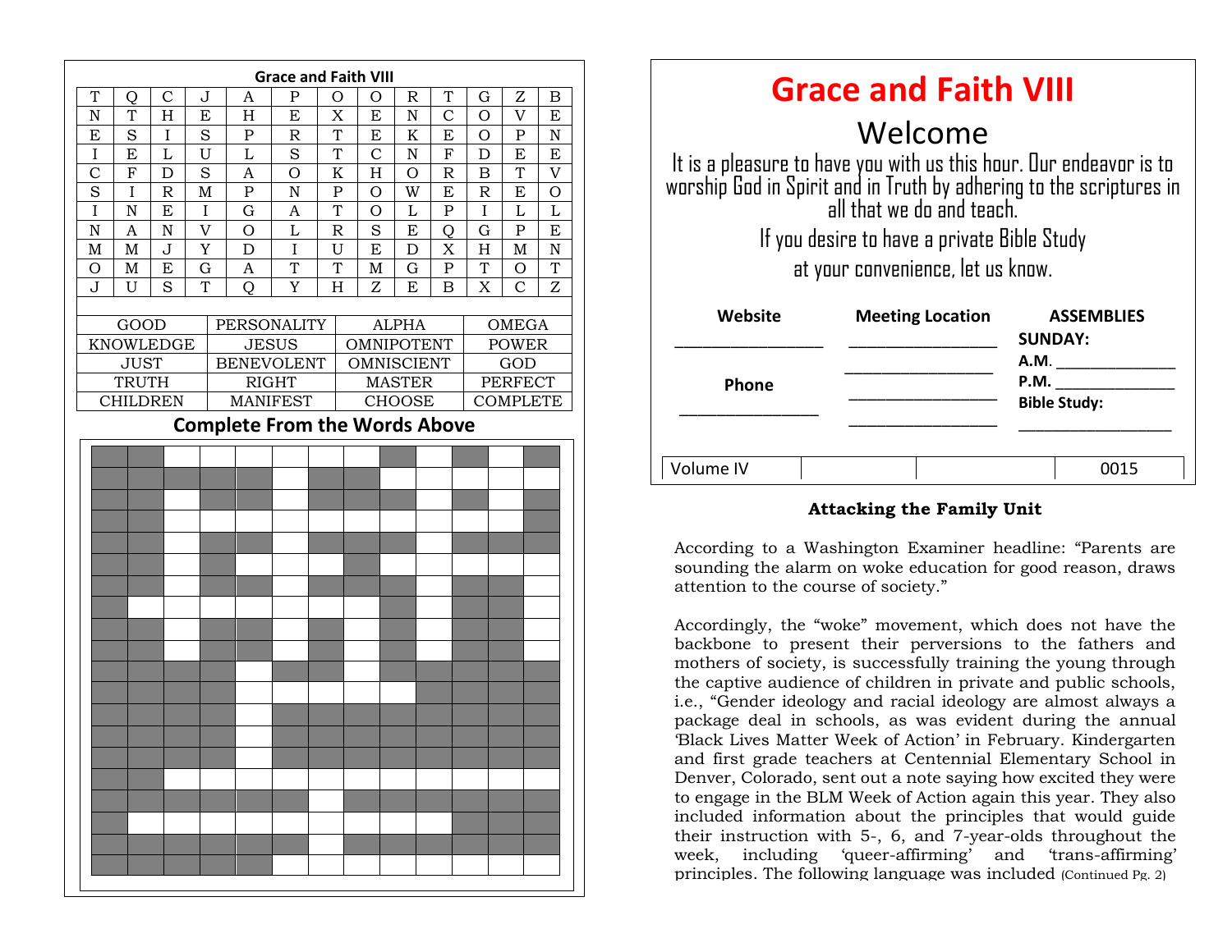## Grace and Faith VIII

| T | Q | C | J | A | P | O | O | R | T | G | Z | B |
|---|---|---|---|---|---|---|---|---|---|---|---|---|
| N | T | H | E | H | E | X | E | N | C | O | V | E |
| E | S | I | S | P | R | T | E | K | E | O | P | N |
| I | E | L | U | L | S | T | C | N | F | D | E | E |
| C | F | D | S | A | O | K | H | O | R | B | T | V |
| S | I | R | M | P | N | P | O | W | E | R | E | O |
| I | N | E | I | G | A | T | O | L | P | I | L | L |
| N | A | N | V | O | L | R | S | E | Q | G | P | E |
| M | M | J | Y | D | I | U | E | D | X | H | M | N |
| O | M | E | G | A | T | T | M | G | P | T | O | T |
| J | U | S | T | Q | Y | H | Z | E | B | X | C | Z |

| GOOD | PERSONALITY | ALPHA | OMEGA |
|---|---|---|---|
| KNOWLEDGE | JESUS | OMNIPOTENT | POWER |
| JUST | BENEVOLENT | OMNISCIENT | GOD |
| TRUTH | RIGHT | MASTER | PERFECT |
| CHILDREN | MANIFEST | CHOOSE | COMPLETE |

**Complete From the Words Above**

# Grace and Faith VIII

## Welcome

It is a pleasure to have you with us this hour. Our endeavor is to worship God in Spirit and in Truth by adhering to the scriptures in all that we do and teach.

If you desire to have a private Bible Study at your convenience, let us know.

| Website | Meeting Location | ASSEMBLIES |
|---|---|---|
| _______________ | _______________ | **SUNDAY:** |
| | _______________ | **A.M.** _______________ |
| **Phone** | _______________ | **P.M.** _______________ |
| _______________ | _______________ | **Bible Study:** _______________ |

| Volume IV | | | 0015 |
|---|---|---|---|

### Attacking the Family Unit

According to a Washington Examiner headline: "Parents are sounding the alarm on woke education for good reason, draws attention to the course of society."

Accordingly, the "woke" movement, which does not have the backbone to present their perversions to the fathers and mothers of society, is successfully training the young through the captive audience of children in private and public schools, i.e., "Gender ideology and racial ideology are almost always a package deal in schools, as was evident during the annual 'Black Lives Matter Week of Action' in February. Kindergarten and first grade teachers at Centennial Elementary School in Denver, Colorado, sent out a note saying how excited they were to engage in the BLM Week of Action again this year. They also included information about the principles that would guide their instruction with 5-, 6, and 7-year-olds throughout the week, including 'queer-affirming' and 'trans-affirming' principles. The following language was included (Continued Pg. 2)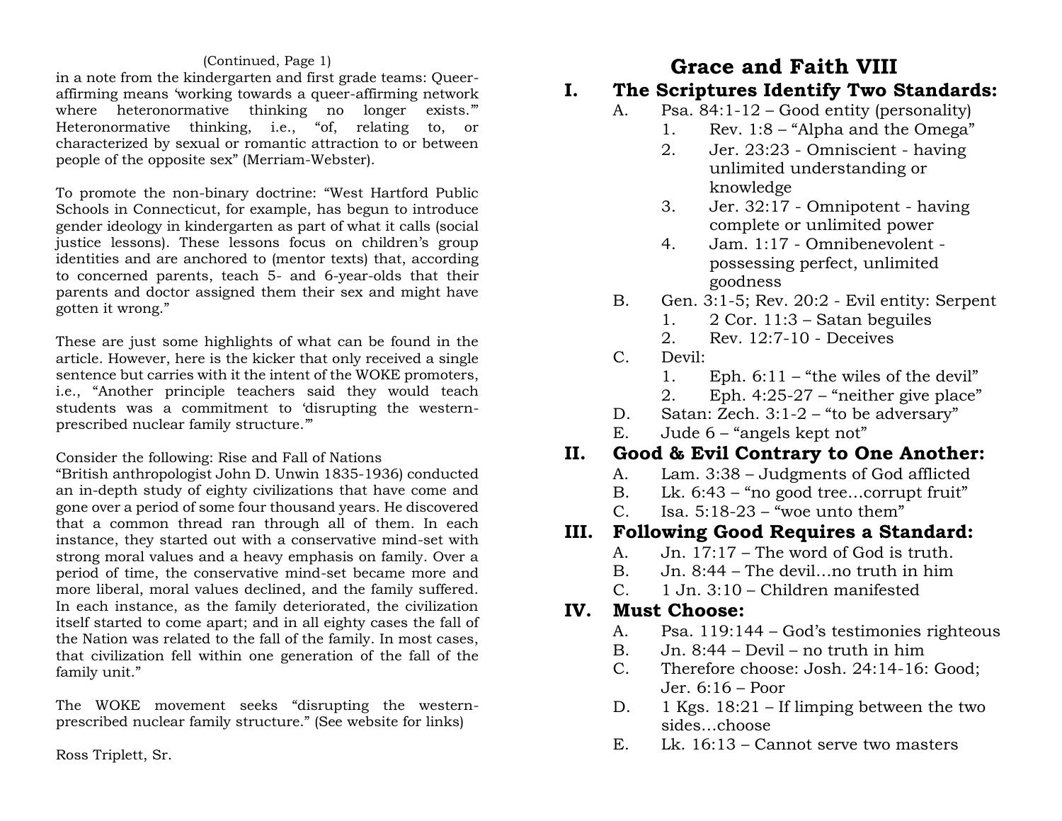(Continued, Page 1)

in a note from the kindergarten and first grade teams: Queer-affirming means 'working towards a queer-affirming network where heteronormative thinking no longer exists.'" Heteronormative thinking, i.e., "of, relating to, or characterized by sexual or romantic attraction to or between people of the opposite sex" (Merriam-Webster).

To promote the non-binary doctrine: "West Hartford Public Schools in Connecticut, for example, has begun to introduce gender ideology in kindergarten as part of what it calls (social justice lessons). These lessons focus on children's group identities and are anchored to (mentor texts) that, according to concerned parents, teach 5- and 6-year-olds that their parents and doctor assigned them their sex and might have gotten it wrong."

These are just some highlights of what can be found in the article. However, here is the kicker that only received a single sentence but carries with it the intent of the WOKE promoters, i.e., "Another principle teachers said they would teach students was a commitment to 'disrupting the western-prescribed nuclear family structure.'"

Consider the following: Rise and Fall of Nations
"British anthropologist John D. Unwin 1835-1936) conducted an in-depth study of eighty civilizations that have come and gone over a period of some four thousand years. He discovered that a common thread ran through all of them. In each instance, they started out with a conservative mind-set with strong moral values and a heavy emphasis on family. Over a period of time, the conservative mind-set became more and more liberal, moral values declined, and the family suffered. In each instance, as the family deteriorated, the civilization itself started to come apart; and in all eighty cases the fall of the Nation was related to the fall of the family. In most cases, that civilization fell within one generation of the fall of the family unit."

The WOKE movement seeks "disrupting the western-prescribed nuclear family structure." (See website for links)

Ross Triplett, Sr.

# Grace and Faith VIII

## I. The Scriptures Identify Two Standards:

- A. Psa. 84:1-12 – Good entity (personality)
  1. Rev. 1:8 – "Alpha and the Omega"
  2. Jer. 23:23 - Omniscient - having unlimited understanding or knowledge
  3. Jer. 32:17 - Omnipotent - having complete or unlimited power
  4. Jam. 1:17 - Omnibenevolent - possessing perfect, unlimited goodness
- B. Gen. 3:1-5; Rev. 20:2 - Evil entity: Serpent
  1. 2 Cor. 11:3 – Satan beguiles
  2. Rev. 12:7-10 - Deceives
- C. Devil:
  1. Eph. 6:11 – "the wiles of the devil"
  2. Eph. 4:25-27 – "neither give place"
- D. Satan: Zech. 3:1-2 – "to be adversary"
- E. Jude 6 – "angels kept not"

## II. Good & Evil Contrary to One Another:

- A. Lam. 3:38 – Judgments of God afflicted
- B. Lk. 6:43 – "no good tree…corrupt fruit"
- C. Isa. 5:18-23 – "woe unto them"

## III. Following Good Requires a Standard:

- A. Jn. 17:17 – The word of God is truth.
- B. Jn. 8:44 – The devil…no truth in him
- C. 1 Jn. 3:10 – Children manifested

## IV. Must Choose:

- A. Psa. 119:144 – God's testimonies righteous
- B. Jn. 8:44 – Devil – no truth in him
- C. Therefore choose: Josh. 24:14-16: Good; Jer. 6:16 – Poor
- D. 1 Kgs. 18:21 – If limping between the two sides…choose
- E. Lk. 16:13 – Cannot serve two masters